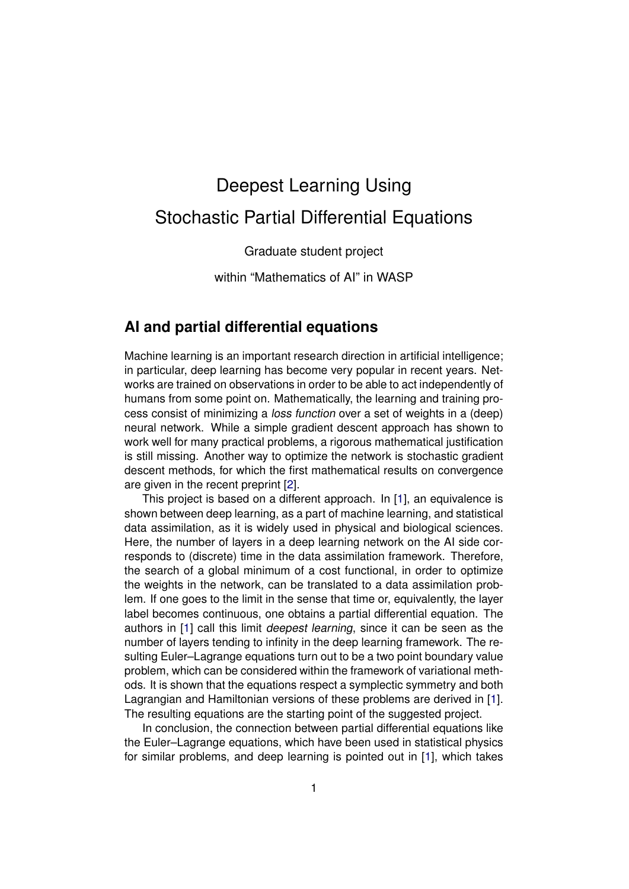# Deepest Learning Using Stochastic Partial Differential Equations

Graduate student project

within "Mathematics of AI" in WASP

## AI and partial differential equations

Machine learning is an important research direction in artificial intelligence; in particular, deep learning has become very popular in recent years. Networks are trained on observations in order to be able to act independently of humans from some point on. Mathematically, the learning and training process consist of minimizing a *loss function* over a set of weights in a (deep) neural network. While a simple gradient descent approach has shown to work well for many practical problems, a rigorous mathematical justification is still missing. Another way to optimize the network is stochastic gradient descent methods, for which the first mathematical results on convergence are given in the recent preprint [2].

This project is based on a different approach. In [1], an equivalence is shown between deep learning, as a part of machine learning, and statistical data assimilation, as it is widely used in physical and biological sciences. Here, the number of layers in a deep learning network on the AI side corresponds to (discrete) time in the data assimilation framework. Therefore, the search of a global minimum of a cost functional, in order to optimize the weights in the network, can be translated to a data assimilation problem. If one goes to the limit in the sense that time or, equivalently, the layer label becomes continuous, one obtains a partial differential equation. The authors in [1] call this limit *deepest learning*, since it can be seen as the number of layers tending to infinity in the deep learning framework. The resulting Euler–Lagrange equations turn out to be a two point boundary value problem, which can be considered within the framework of variational methods. It is shown that the equations respect a symplectic symmetry and both Lagrangian and Hamiltonian versions of these problems are derived in [1]. The resulting equations are the starting point of the suggested project.

In conclusion, the connection between partial differential equations like the Euler–Lagrange equations, which have been used in statistical physics for similar problems, and deep learning is pointed out in [1], which takes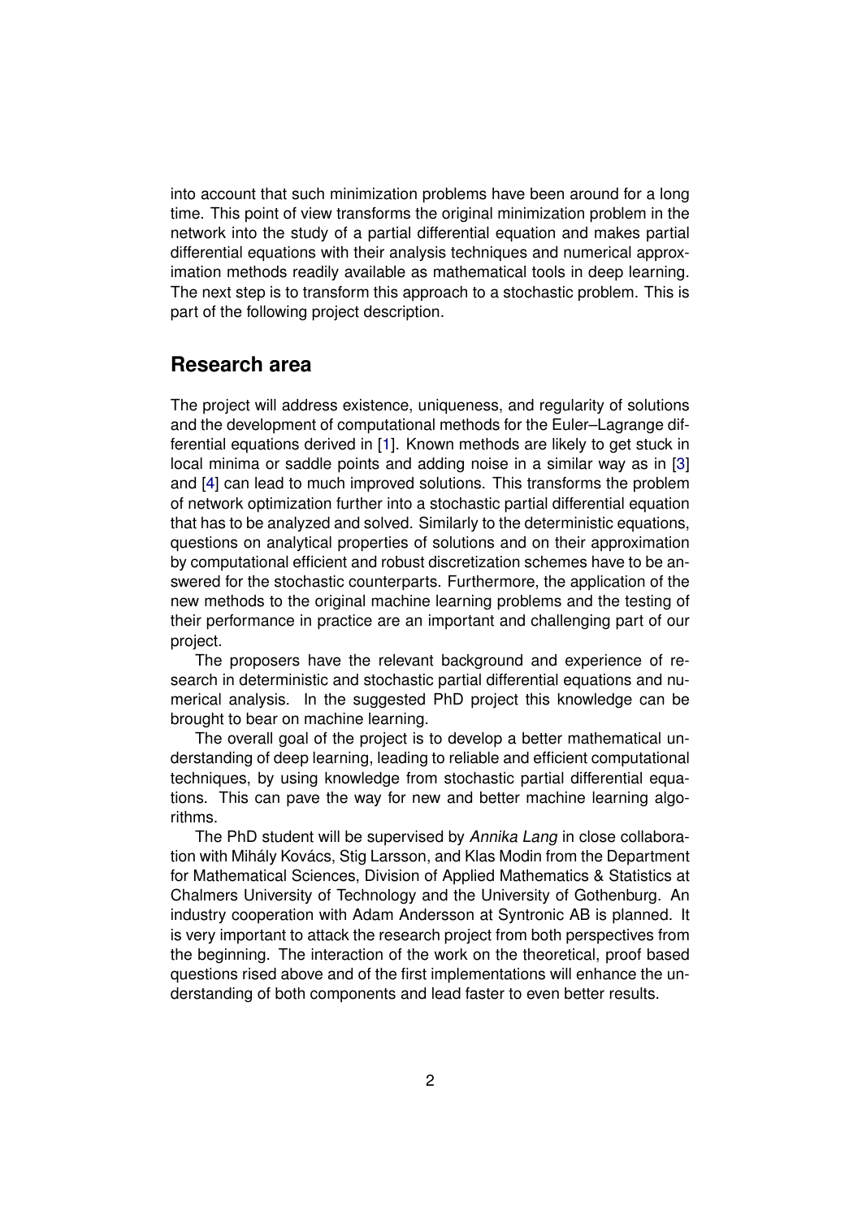into account that such minimization problems have been around for a long time. This point of view transforms the original minimization problem in the network into the study of a partial differential equation and makes partial differential equations with their analysis techniques and numerical approximation methods readily available as mathematical tools in deep learning. The next step is to transform this approach to a stochastic problem. This is part of the following project description.

## Research area

The project will address existence, uniqueness, and regularity of solutions and the development of computational methods for the Euler–Lagrange differential equations derived in [1]. Known methods are likely to get stuck in local minima or saddle points and adding noise in a similar way as in [3] and [4] can lead to much improved solutions. This transforms the problem of network optimization further into a stochastic partial differential equation that has to be analyzed and solved. Similarly to the deterministic equations, questions on analytical properties of solutions and on their approximation by computational efficient and robust discretization schemes have to be answered for the stochastic counterparts. Furthermore, the application of the new methods to the original machine learning problems and the testing of their performance in practice are an important and challenging part of our project.

The proposers have the relevant background and experience of research in deterministic and stochastic partial differential equations and numerical analysis. In the suggested PhD project this knowledge can be brought to bear on machine learning.

The overall goal of the project is to develop a better mathematical understanding of deep learning, leading to reliable and efficient computational techniques, by using knowledge from stochastic partial differential equations. This can pave the way for new and better machine learning algorithms.

The PhD student will be supervised by *Annika Lang* in close collaboration with Mihály Kovács, Stig Larsson, and Klas Modin from the Department for Mathematical Sciences, Division of Applied Mathematics & Statistics at Chalmers University of Technology and the University of Gothenburg. An industry cooperation with Adam Andersson at Syntronic AB is planned. It is very important to attack the research project from both perspectives from the beginning. The interaction of the work on the theoretical, proof based questions rised above and of the first implementations will enhance the understanding of both components and lead faster to even better results.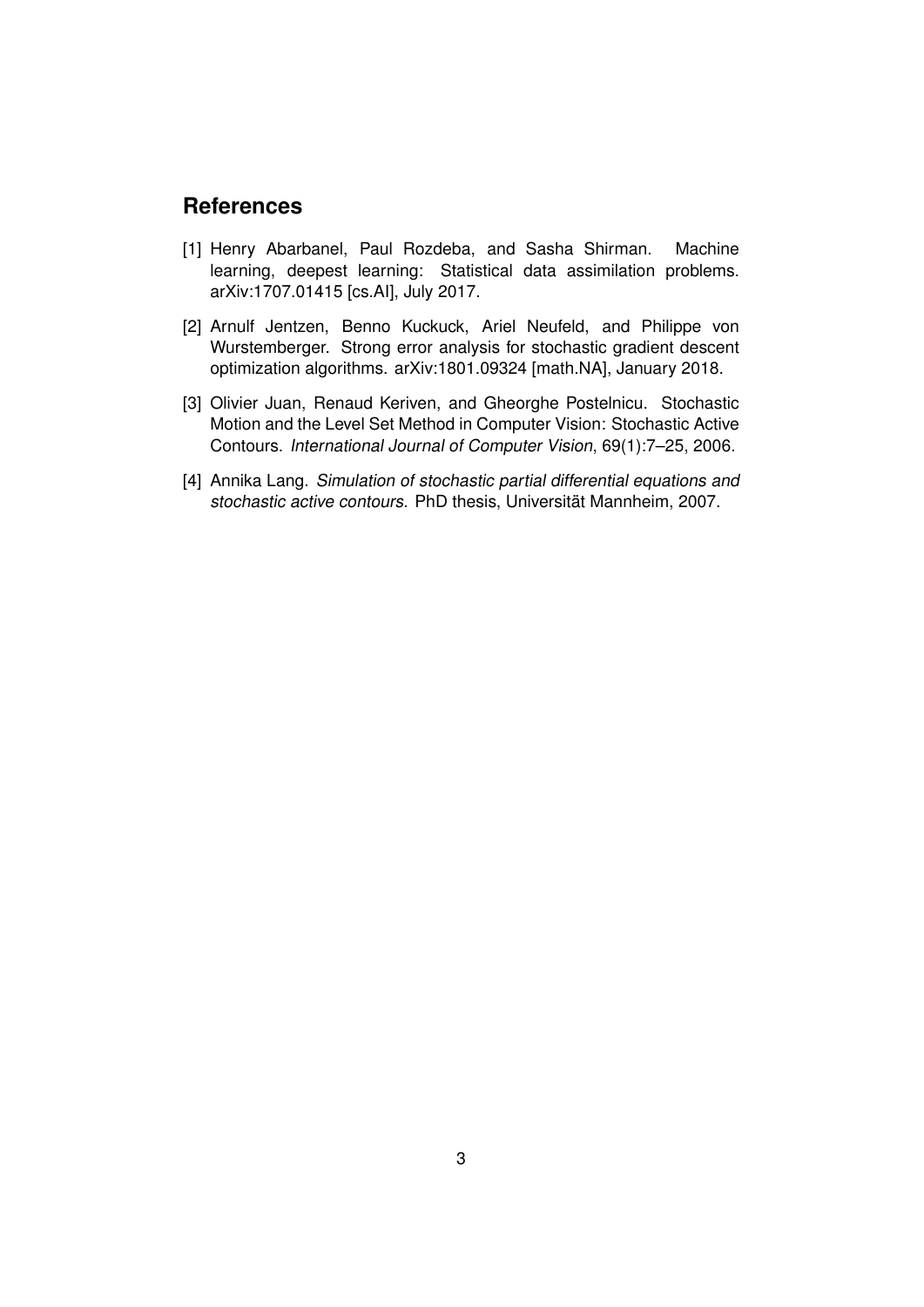## References

[1] Henry Abarbanel, Paul Rozdeba, and Sasha Shirman. Machine learning, deepest learning: Statistical data assimilation problems. arXiv:1707.01415 [cs.AI], July 2017.

[2] Arnulf Jentzen, Benno Kuckuck, Ariel Neufeld, and Philippe von Wurstemberger. Strong error analysis for stochastic gradient descent optimization algorithms. arXiv:1801.09324 [math.NA], January 2018.

[3] Olivier Juan, Renaud Keriven, and Gheorghe Postelnicu. Stochastic Motion and the Level Set Method in Computer Vision: Stochastic Active Contours. *International Journal of Computer Vision*, 69(1):7–25, 2006.

[4] Annika Lang. *Simulation of stochastic partial differential equations and stochastic active contours*. PhD thesis, Universität Mannheim, 2007.